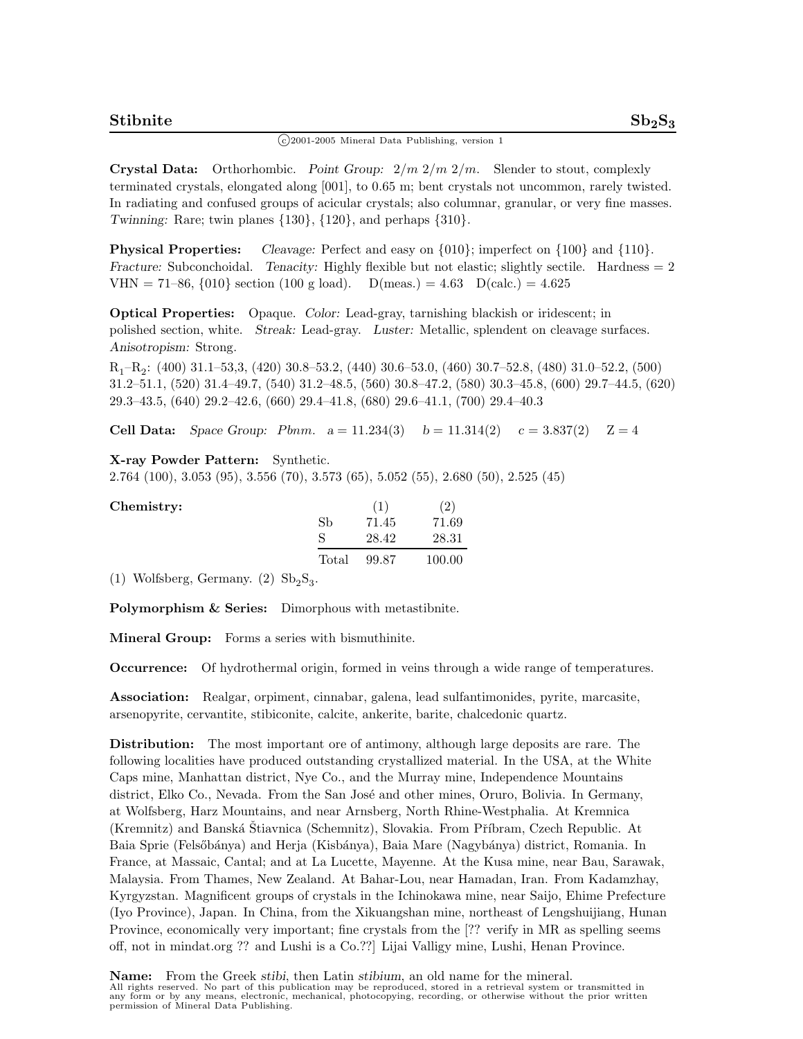# Stibnite $Sb_2S_3$

©2001-2005 Mineral Data Publishing, version 1

**Crystal Data:** Orthorhombic. *Point Group:* $2/m\ 2/m\ 2/m$. Slender to stout, complexly terminated crystals, elongated along [001], to 0.65 m; bent crystals not uncommon, rarely twisted. In radiating and confused groups of acicular crystals; also columnar, granular, or very fine masses. *Twinning:* Rare; twin planes {130}, {120}, and perhaps {310}.

**Physical Properties:** *Cleavage:* Perfect and easy on {010}; imperfect on {100} and {110}. *Fracture:* Subconchoidal. *Tenacity:* Highly flexible but not elastic; slightly sectile. Hardness = 2 VHN = 71–86, {010} section (100 g load). D(meas.) = 4.63 D(calc.) = 4.625

**Optical Properties:** Opaque. *Color:* Lead-gray, tarnishing blackish or iridescent; in polished section, white. *Streak:* Lead-gray. *Luster:* Metallic, splendent on cleavage surfaces. *Anisotropism:* Strong.

$R_1$–$R_2$: (400) 31.1–53,3, (420) 30.8–53.2, (440) 30.6–53.0, (460) 30.7–52.8, (480) 31.0–52.2, (500) 31.2–51.1, (520) 31.4–49.7, (540) 31.2–48.5, (560) 30.8–47.2, (580) 30.3–45.8, (600) 29.7–44.5, (620) 29.3–43.5, (640) 29.2–42.6, (660) 29.4–41.8, (680) 29.6–41.1, (700) 29.4–40.3

**Cell Data:** *Space Group:* $Pbnm$. a = 11.234(3) b = 11.314(2) c = 3.837(2) Z = 4

**X-ray Powder Pattern:** Synthetic.
2.764 (100), 3.053 (95), 3.556 (70), 3.573 (65), 5.052 (55), 2.680 (50), 2.525 (45)

**Chemistry:**

| | (1) | (2) |
|---|---|---|
| Sb | 71.45 | 71.69 |
| S | 28.42 | 28.31 |
| Total | 99.87 | 100.00 |

(1) Wolfsberg, Germany. (2) $Sb_2S_3$.

**Polymorphism & Series:** Dimorphous with metastibnite.

**Mineral Group:** Forms a series with bismuthinite.

**Occurrence:** Of hydrothermal origin, formed in veins through a wide range of temperatures.

**Association:** Realgar, orpiment, cinnabar, galena, lead sulfantimonides, pyrite, marcasite, arsenopyrite, cervantite, stibiconite, calcite, ankerite, barite, chalcedonic quartz.

**Distribution:** The most important ore of antimony, although large deposits are rare. The following localities have produced outstanding crystallized material. In the USA, at the White Caps mine, Manhattan district, Nye Co., and the Murray mine, Independence Mountains district, Elko Co., Nevada. From the San José and other mines, Oruro, Bolivia. In Germany, at Wolfsberg, Harz Mountains, and near Arnsberg, North Rhine-Westphalia. At Kremnica (Kremnitz) and Banská Štiavnica (Schemnitz), Slovakia. From Příbram, Czech Republic. At Baia Sprie (Felsőbánya) and Herja (Kisbánya), Baia Mare (Nagybánya) district, Romania. In France, at Massaic, Cantal; and at La Lucette, Mayenne. At the Kusa mine, near Bau, Sarawak, Malaysia. From Thames, New Zealand. At Bahar-Lou, near Hamadan, Iran. From Kadamzhay, Kyrgyzstan. Magnificent groups of crystals in the Ichinokawa mine, near Saijo, Ehime Prefecture (Iyo Province), Japan. In China, from the Xikuangshan mine, northeast of Lengshuijiang, Hunan Province, economically very important; fine crystals from the [?? verify in MR as spelling seems off, not in mindat.org ?? and Lushi is a Co.??] Lijai Valligy mine, Lushi, Henan Province.

**Name:** From the Greek *stibi*, then Latin *stibium*, an old name for the mineral.

All rights reserved. No part of this publication may be reproduced, stored in a retrieval system or transmitted in any form or by any means, electronic, mechanical, photocopying, recording, or otherwise without the prior written permission of Mineral Data Publishing.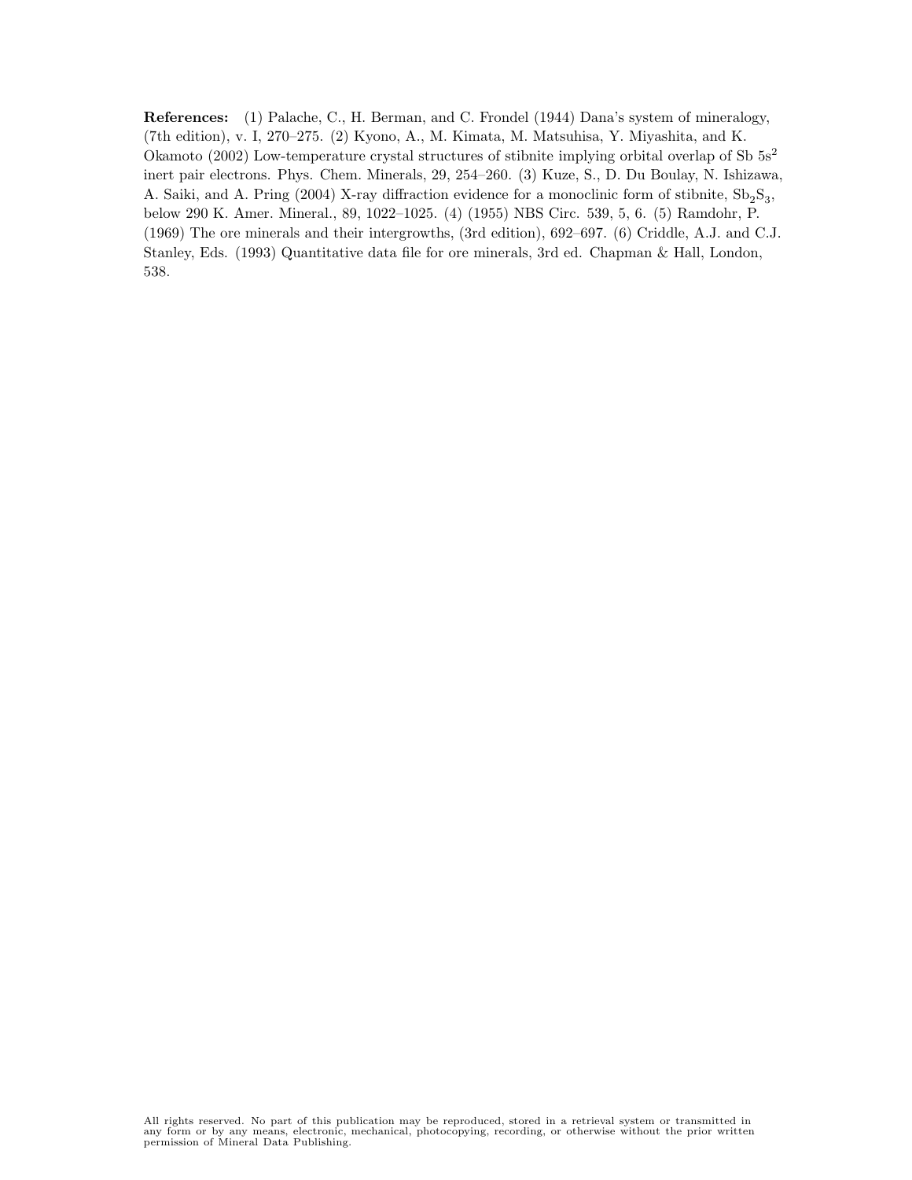**References:** (1) Palache, C., H. Berman, and C. Frondel (1944) Dana's system of mineralogy, (7th edition), v. I, 270–275. (2) Kyono, A., M. Kimata, M. Matsuhisa, Y. Miyashita, and K. Okamoto (2002) Low-temperature crystal structures of stibnite implying orbital overlap of Sb $5s^2$ inert pair electrons. Phys. Chem. Minerals, 29, 254–260. (3) Kuze, S., D. Du Boulay, N. Ishizawa, A. Saiki, and A. Pring (2004) X-ray diffraction evidence for a monoclinic form of stibnite, $Sb_2S_3$, below 290 K. Amer. Mineral., 89, 1022–1025. (4) (1955) NBS Circ. 539, 5, 6. (5) Ramdohr, P. (1969) The ore minerals and their intergrowths, (3rd edition), 692–697. (6) Criddle, A.J. and C.J. Stanley, Eds. (1993) Quantitative data file for ore minerals, 3rd ed. Chapman & Hall, London, 538.

All rights reserved. No part of this publication may be reproduced, stored in a retrieval system or transmitted in any form or by any means, electronic, mechanical, photocopying, recording, or otherwise without the prior written permission of Mineral Data Publishing.